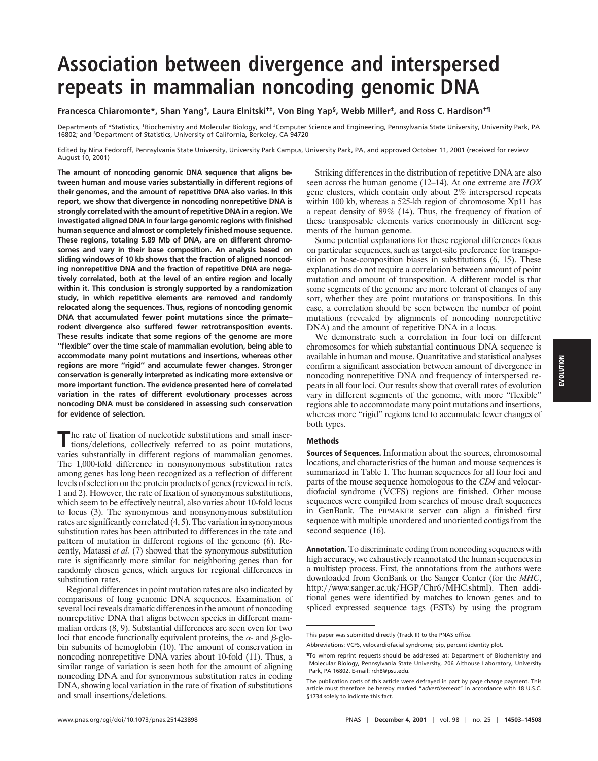# Association between divergence and interspersed repeats in mammalian noncoding genomic DNA

**Francesca Chiaromonte*, Shan Yang†, Laura Elnitski†‡, Von Bing Yap§, Webb Miller‡, and Ross C. Hardison†¶**

Departments of *Statistics, †Biochemistry and Molecular Biology, and ‡Computer Science and Engineering, Pennsylvania State University, University Park, PA 16802; and §Department of Statistics, University of California, Berkeley, CA 94720

Edited by Nina Fedoroff, Pennsylvania State University, University Park Campus, University Park, PA, and approved October 11, 2001 (received for review August 10, 2001)

**The amount of noncoding genomic DNA sequence that aligns between human and mouse varies substantially in different regions of their genomes, and the amount of repetitive DNA also varies. In this report, we show that divergence in noncoding nonrepetitive DNA is strongly correlated with the amount of repetitive DNA in a region. We investigated aligned DNA in four large genomic regions with finished human sequence and almost or completely finished mouse sequence. These regions, totaling 5.89 Mb of DNA, are on different chromosomes and vary in their base composition. An analysis based on sliding windows of 10 kb shows that the fraction of aligned noncoding nonrepetitive DNA and the fraction of repetitive DNA are negatively correlated, both at the level of an entire region and locally within it. This conclusion is strongly supported by a randomization study, in which repetitive elements are removed and randomly relocated along the sequences. Thus, regions of noncoding genomic DNA that accumulated fewer point mutations since the primate–rodent divergence also suffered fewer retrotransposition events. These results indicate that some regions of the genome are more "flexible" over the time scale of mammalian evolution, being able to accommodate many point mutations and insertions, whereas other regions are more "rigid" and accumulate fewer changes. Stronger conservation is generally interpreted as indicating more extensive or more important function. The evidence presented here of correlated variation in the rates of different evolutionary processes across noncoding DNA must be considered in assessing such conservation for evidence of selection.**

The rate of fixation of nucleotide substitutions and small insertions/deletions, collectively referred to as point mutations, varies substantially in different regions of mammalian genomes. The 1,000-fold difference in nonsynonymous substitution rates among genes has long been recognized as a reflection of different levels of selection on the protein products of genes (reviewed in refs. 1 and 2). However, the rate of fixation of synonymous substitutions, which seem to be effectively neutral, also varies about 10-fold locus to locus (3). The synonymous and nonsynonymous substitution rates are significantly correlated (4, 5). The variation in synonymous substitution rates has been attributed to differences in the rate and pattern of mutation in different regions of the genome (6). Recently, Matassi *et al.* (7) showed that the synonymous substitution rate is significantly more similar for neighboring genes than for randomly chosen genes, which argues for regional differences in substitution rates.

Regional differences in point mutation rates are also indicated by comparisons of long genomic DNA sequences. Examination of several loci reveals dramatic differences in the amount of noncoding nonrepetitive DNA that aligns between species in different mammalian orders (8, 9). Substantial differences are seen even for two loci that encode functionally equivalent proteins, the α- and β-globin subunits of hemoglobin (10). The amount of conservation in noncoding nonrepetitive DNA varies about 10-fold (11). Thus, a similar range of variation is seen both for the amount of aligning noncoding DNA and for synonymous substitution rates in coding DNA, showing local variation in the rate of fixation of substitutions and small insertions/deletions.

Striking differences in the distribution of repetitive DNA are also seen across the human genome (12–14). At one extreme are *HOX* gene clusters, which contain only about 2% interspersed repeats within 100 kb, whereas a 525-kb region of chromosome Xp11 has a repeat density of 89% (14). Thus, the frequency of fixation of these transposable elements varies enormously in different segments of the human genome.

Some potential explanations for these regional differences focus on particular sequences, such as target-site preference for transposition or base-composition biases in substitutions (6, 15). These explanations do not require a correlation between amount of point mutation and amount of transposition. A different model is that some segments of the genome are more tolerant of changes of any sort, whether they are point mutations or transpositions. In this case, a correlation should be seen between the number of point mutations (revealed by alignments of noncoding nonrepetitive DNA) and the amount of repetitive DNA in a locus.

We demonstrate such a correlation in four loci on different chromosomes for which substantial continuous DNA sequence is available in human and mouse. Quantitative and statistical analyses confirm a significant association between amount of divergence in noncoding nonrepetitive DNA and frequency of interspersed repeats in all four loci. Our results show that overall rates of evolution vary in different segments of the genome, with more "flexible" regions able to accommodate many point mutations and insertions, whereas more "rigid" regions tend to accumulate fewer changes of both types.

## Methods

**Sources of Sequences.** Information about the sources, chromosomal locations, and characteristics of the human and mouse sequences is summarized in Table 1. The human sequences for all four loci and parts of the mouse sequence homologous to the *CD4* and velocardiofacial syndrome (VCFS) regions are finished. Other mouse sequences were compiled from searches of mouse draft sequences in GenBank. The PIPMAKER server can align a finished first sequence with multiple unordered and unoriented contigs from the second sequence (16).

**Annotation.** To discriminate coding from noncoding sequences with high accuracy, we exhaustively reannotated the human sequences in a multistep process. First, the annotations from the authors were downloaded from GenBank or the Sanger Center (for the *MHC*, http://www.sanger.ac.uk/HGP/Chr6/MHC.shtml). Then additional genes were identified by matches to known genes and to spliced expressed sequence tags (ESTs) by using the program

---

This paper was submitted directly (Track II) to the PNAS office.

Abbreviations: VCFS, velocardiofacial syndrome; pip, percent identity plot.

¶To whom reprint requests should be addressed at: Department of Biochemistry and Molecular Biology, Pennsylvania State University, 206 Althouse Laboratory, University Park, PA 16802. E-mail: rch8@psu.edu.

The publication costs of this article were defrayed in part by page charge payment. This article must therefore be hereby marked "*advertisement*" in accordance with 18 U.S.C. §1734 solely to indicate this fact.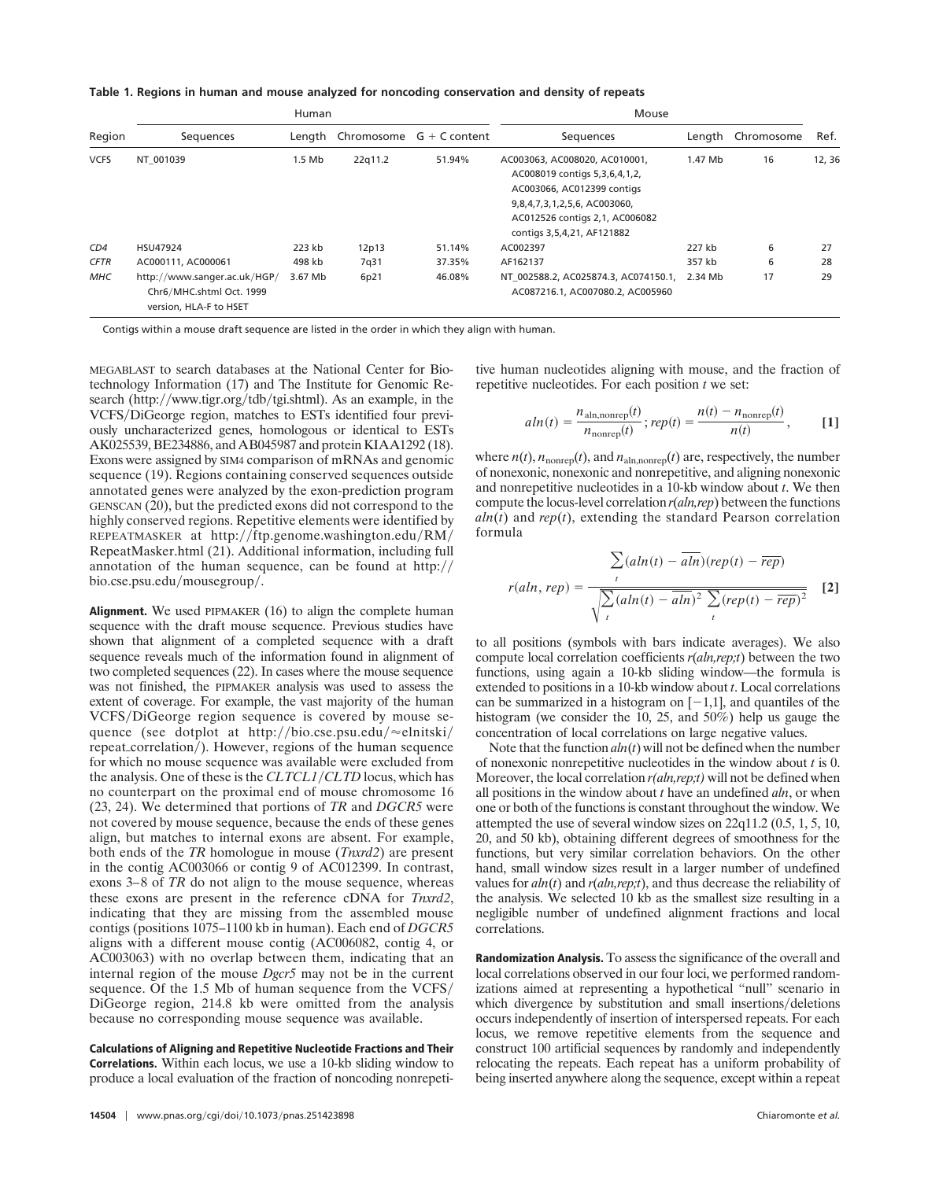**Table 1. Regions in human and mouse analyzed for noncoding conservation and density of repeats**

| Region | Human | | | | Mouse | | | Ref. |
|---|---|---|---|---|---|---|---|---|
| | Sequences | Length | Chromosome | G + C content | Sequences | Length | Chromosome | |
| VCFS | NT_001039 | 1.5 Mb | 22q11.2 | 51.94% | AC003063, AC008020, AC010001, AC008019 contigs 5,3,6,4,1,2, AC003066, AC012399 contigs 9,8,4,7,3,1,2,5,6, AC003060, AC012526 contigs 2,1, AC006082 contigs 3,5,4,21, AF121882 | 1.47 Mb | 16 | 12, 36 |
| *CD4* | HSU47924 | 223 kb | 12p13 | 51.14% | AC002397 | 227 kb | 6 | 27 |
| *CFTR* | AC000111, AC000061 | 498 kb | 7q31 | 37.35% | AF162137 | 357 kb | 6 | 28 |
| *MHC* | http://www.sanger.ac.uk/HGP/Chr6/MHC.shtml Oct. 1999 version, HLA-F to HSET | 3.67 Mb | 6p21 | 46.08% | NT_002588.2, AC025874.3, AC074150.1, AC087216.1, AC007080.2, AC005960 | 2.34 Mb | 17 | 29 |

Contigs within a mouse draft sequence are listed in the order in which they align with human.

MEGABLAST to search databases at the National Center for Biotechnology Information (17) and The Institute for Genomic Research (http://www.tigr.org/tdb/tgi.shtml). As an example, in the VCFS/DiGeorge region, matches to ESTs identified four previously uncharacterized genes, homologous or identical to ESTs AK025539, BE234886, and AB045987 and protein KIAA1292 (18). Exons were assigned by SIM4 comparison of mRNAs and genomic sequence (19). Regions containing conserved sequences outside annotated genes were analyzed by the exon-prediction program GENSCAN (20), but the predicted exons did not correspond to the highly conserved regions. Repetitive elements were identified by REPEATMASKER at http://ftp.genome.washington.edu/RM/RepeatMasker.html (21). Additional information, including full annotation of the human sequence, can be found at http://bio.cse.psu.edu/mousegroup/.

**Alignment.** We used PIPMAKER (16) to align the complete human sequence with the draft mouse sequence. Previous studies have shown that alignment of a completed sequence with a draft sequence reveals much of the information found in alignment of two completed sequences (22). In cases where the mouse sequence was not finished, the PIPMAKER analysis was used to assess the extent of coverage. For example, the vast majority of the human VCFS/DiGeorge region sequence is covered by mouse sequence (see dotplot at http://bio.cse.psu.edu/≈elnitski/repeat_correlation/). However, regions of the human sequence for which no mouse sequence was available were excluded from the analysis. One of these is the *CLTCL1*/*CLTD* locus, which has no counterpart on the proximal end of mouse chromosome 16 (23, 24). We determined that portions of *TR* and *DGCR5* were not covered by mouse sequence, because the ends of these genes align, but matches to internal exons are absent. For example, both ends of the *TR* homologue in mouse (*Tnxrd2*) are present in the contig AC003066 or contig 9 of AC012399. In contrast, exons 3–8 of *TR* do not align to the mouse sequence, whereas these exons are present in the reference cDNA for *Tnxrd2*, indicating that they are missing from the assembled mouse contigs (positions 1075–1100 kb in human). Each end of *DGCR5* aligns with a different mouse contig (AC006082, contig 4, or AC003063) with no overlap between them, indicating that an internal region of the mouse *Dgcr5* may not be in the current sequence. Of the 1.5 Mb of human sequence from the VCFS/DiGeorge region, 214.8 kb were omitted from the analysis because no corresponding mouse sequence was available.

**Calculations of Aligning and Repetitive Nucleotide Fractions and Their Correlations.** Within each locus, we use a 10-kb sliding window to produce a local evaluation of the fraction of noncoding nonrepetitive human nucleotides aligning with mouse, and the fraction of repetitive nucleotides. For each position $t$ we set:

$$aln(t) = \frac{n_{\text{aln,nonrep}}(t)}{n_{\text{nonrep}}(t)};\, rep(t) = \frac{n(t) - n_{\text{nonrep}}(t)}{n(t)}, \qquad [1]$$

where $n(t)$, $n_{\text{nonrep}}(t)$, and $n_{\text{aln,nonrep}}(t)$ are, respectively, the number of nonexonic, nonexonic and nonrepetitive, and aligning nonexonic and nonrepetitive nucleotides in a 10-kb window about $t$. We then compute the locus-level correlation $r(aln,rep)$ between the functions $aln(t)$ and $rep(t)$, extending the standard Pearson correlation formula

$$r(aln, rep) = \frac{\sum_t (aln(t) - \overline{aln})(rep(t) - \overline{rep})}{\sqrt{\sum_t (aln(t) - \overline{aln})^2 \sum_t (rep(t) - \overline{rep})^2}} \qquad [2]$$

to all positions (symbols with bars indicate averages). We also compute local correlation coefficients $r(aln,rep;t)$ between the two functions, using again a 10-kb sliding window—the formula is extended to positions in a 10-kb window about $t$. Local correlations can be summarized in a histogram on $[-1,1]$, and quantiles of the histogram (we consider the 10, 25, and 50%) help us gauge the concentration of local correlations on large negative values.

Note that the function $aln(t)$ will not be defined when the number of nonexonic nonrepetitive nucleotides in the window about $t$ is 0. Moreover, the local correlation $r(aln,rep;t)$ will not be defined when all positions in the window about $t$ have an undefined $aln$, or when one or both of the functions is constant throughout the window. We attempted the use of several window sizes on 22q11.2 (0.5, 1, 5, 10, 20, and 50 kb), obtaining different degrees of smoothness for the functions, but very similar correlation behaviors. On the other hand, small window sizes result in a larger number of undefined values for $aln(t)$ and $r(aln,rep;t)$, and thus decrease the reliability of the analysis. We selected 10 kb as the smallest size resulting in a negligible number of undefined alignment fractions and local correlations.

**Randomization Analysis.** To assess the significance of the overall and local correlations observed in our four loci, we performed randomizations aimed at representing a hypothetical "null" scenario in which divergence by substitution and small insertions/deletions occurs independently of insertion of interspersed repeats. For each locus, we remove repetitive elements from the sequence and construct 100 artificial sequences by randomly and independently relocating the repeats. Each repeat has a uniform probability of being inserted anywhere along the sequence, except within a repeat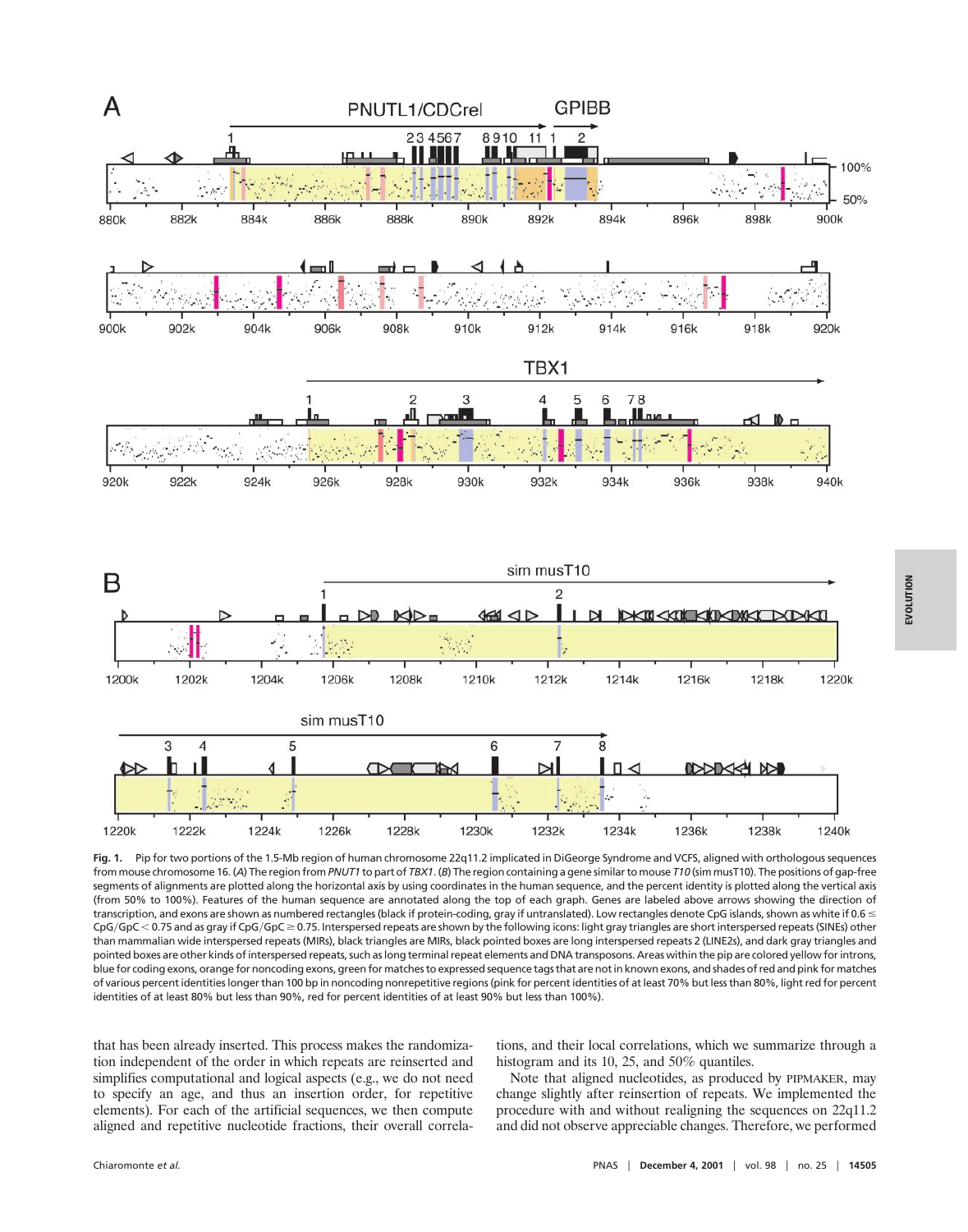**Fig. 1.** Pip for two portions of the 1.5-Mb region of human chromosome 22q11.2 implicated in DiGeorge Syndrome and VCFS, aligned with orthologous sequences from mouse chromosome 16. (*A*) The region from *PNUT1* to part of *TBX1*. (*B*) The region containing a gene similar to mouse *T10* (sim musT10). The positions of gap-free segments of alignments are plotted along the horizontal axis by using coordinates in the human sequence, and the percent identity is plotted along the vertical axis (from 50% to 100%). Features of the human sequence are annotated along the top of each graph. Genes are labeled above arrows showing the direction of transcription, and exons are shown as numbered rectangles (black if protein-coding, gray if untranslated). Low rectangles denote CpG islands, shown as white if $0.6 \leq$ CpG/GpC $< 0.75$ and as gray if CpG/GpC $\geq 0.75$. Interspersed repeats are shown by the following icons: light gray triangles are short interspersed repeats (SINEs) other than mammalian wide interspersed repeats (MIRs), black triangles are MIRs, black pointed boxes are long interspersed repeats 2 (LINE2s), and dark gray triangles and pointed boxes are other kinds of interspersed repeats, such as long terminal repeat elements and DNA transposons. Areas within the pip are colored yellow for introns, blue for coding exons, orange for noncoding exons, green for matches to expressed sequence tags that are not in known exons, and shades of red and pink for matches of various percent identities longer than 100 bp in noncoding nonrepetitive regions (pink for percent identities of at least 70% but less than 80%, light red for percent identities of at least 80% but less than 90%, red for percent identities of at least 90% but less than 100%).

that has been already inserted. This process makes the randomization independent of the order in which repeats are reinserted and simplifies computational and logical aspects (e.g., we do not need to specify an age, and thus an insertion order, for repetitive elements). For each of the artificial sequences, we then compute aligned and repetitive nucleotide fractions, their overall correlations, and their local correlations, which we summarize through a histogram and its 10, 25, and 50% quantiles.

Note that aligned nucleotides, as produced by PIPMAKER, may change slightly after reinsertion of repeats. We implemented the procedure with and without realigning the sequences on 22q11.2 and did not observe appreciable changes. Therefore, we performed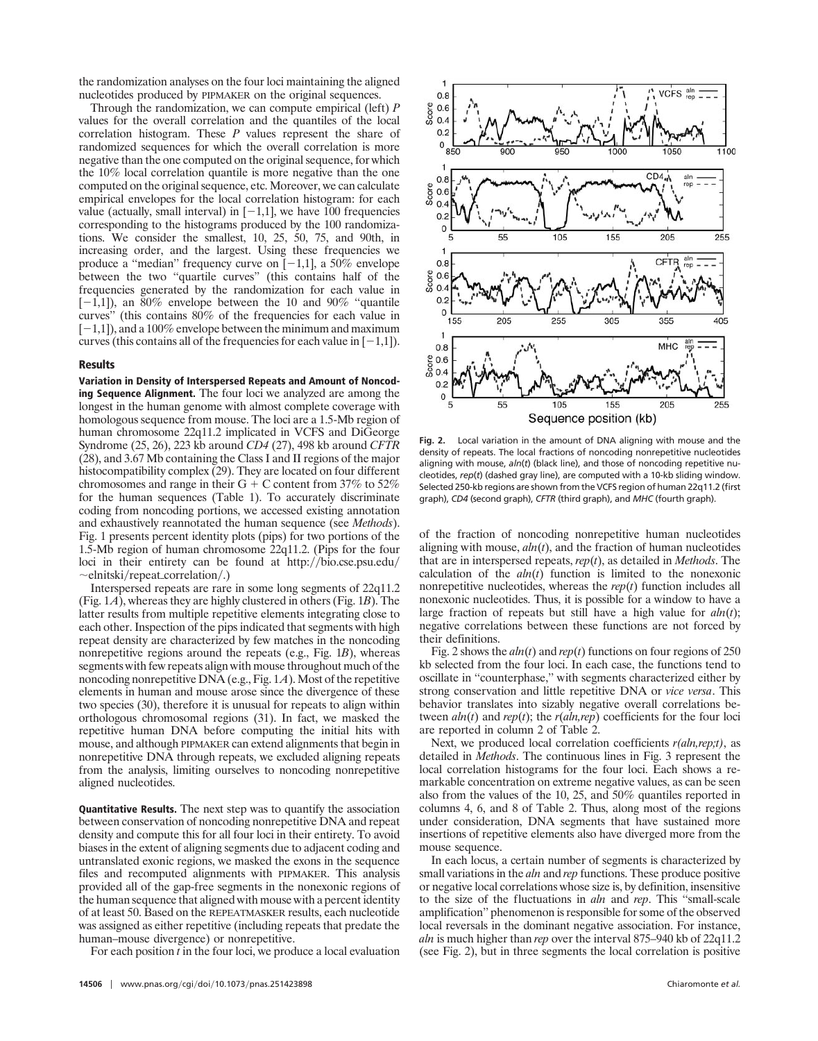the randomization analyses on the four loci maintaining the aligned nucleotides produced by PIPMAKER on the original sequences.

Through the randomization, we can compute empirical (left) $P$ values for the overall correlation and the quantiles of the local correlation histogram. These $P$ values represent the share of randomized sequences for which the overall correlation is more negative than the one computed on the original sequence, for which the 10% local correlation quantile is more negative than the one computed on the original sequence, etc. Moreover, we can calculate empirical envelopes for the local correlation histogram: for each value (actually, small interval) in $[-1,1]$, we have 100 frequencies corresponding to the histograms produced by the 100 randomizations. We consider the smallest, 10, 25, 50, 75, and 90th, in increasing order, and the largest. Using these frequencies we produce a "median" frequency curve on $[-1,1]$, a 50% envelope between the two "quartile curves" (this contains half of the frequencies generated by the randomization for each value in $[-1,1]$), an 80% envelope between the 10 and 90% "quantile curves" (this contains 80% of the frequencies for each value in $[-1,1]$), and a 100% envelope between the minimum and maximum curves (this contains all of the frequencies for each value in $[-1,1]$).

## Results

**Variation in Density of Interspersed Repeats and Amount of Noncoding Sequence Alignment.** The four loci we analyzed are among the longest in the human genome with almost complete coverage with homologous sequence from mouse. The loci are a 1.5-Mb region of human chromosome 22q11.2 implicated in VCFS and DiGeorge Syndrome (25, 26), 223 kb around *CD4* (27), 498 kb around *CFTR* (28), and 3.67 Mb containing the Class I and II regions of the major histocompatibility complex (29). They are located on four different chromosomes and range in their G + C content from 37% to 52% for the human sequences (Table 1). To accurately discriminate coding from noncoding portions, we accessed existing annotation and exhaustively reannotated the human sequence (see *Methods*). Fig. 1 presents percent identity plots (pips) for two portions of the 1.5-Mb region of human chromosome 22q11.2. (Pips for the four loci in their entirety can be found at http://bio.cse.psu.edu/~elnitski/repeat_correlation/.)

Interspersed repeats are rare in some long segments of 22q11.2 (Fig. 1*A*), whereas they are highly clustered in others (Fig. 1*B*). The latter results from multiple repetitive elements integrating close to each other. Inspection of the pips indicated that segments with high repeat density are characterized by few matches in the noncoding nonrepetitive regions around the repeats (e.g., Fig. 1*B*), whereas segments with few repeats align with mouse throughout much of the noncoding nonrepetitive DNA (e.g., Fig. 1*A*). Most of the repetitive elements in human and mouse arose since the divergence of these two species (30), therefore it is unusual for repeats to align within orthologous chromosomal regions (31). In fact, we masked the repetitive human DNA before computing the initial hits with mouse, and although PIPMAKER can extend alignments that begin in nonrepetitive DNA through repeats, we excluded aligning repeats from the analysis, limiting ourselves to noncoding nonrepetitive aligned nucleotides.

**Quantitative Results.** The next step was to quantify the association between conservation of noncoding nonrepetitive DNA and repeat density and compute this for all four loci in their entirety. To avoid biases in the extent of aligning segments due to adjacent coding and untranslated exonic regions, we masked the exons in the sequence files and recomputed alignments with PIPMAKER. This analysis provided all of the gap-free segments in the nonexonic regions of the human sequence that aligned with mouse with a percent identity of at least 50. Based on the REPEATMASKER results, each nucleotide was assigned as either repetitive (including repeats that predate the human–mouse divergence) or nonrepetitive.

For each position $t$ in the four loci, we produce a local evaluation of the fraction of noncoding nonrepetitive human nucleotides aligning with mouse, $aln(t)$, and the fraction of human nucleotides that are in interspersed repeats, $rep(t)$, as detailed in *Methods*. The calculation of the $aln(t)$ function is limited to the nonexonic nonrepetitive nucleotides, whereas the $rep(t)$ function includes all nonexonic nucleotides. Thus, it is possible for a window to have a large fraction of repeats but still have a high value for $aln(t)$; negative correlations between these functions are not forced by their definitions.

**Fig. 2.** Local variation in the amount of DNA aligning with mouse and the density of repeats. The local fractions of noncoding nonrepetitive nucleotides aligning with mouse, $aln(t)$ (black line), and those of noncoding repetitive nucleotides, $rep(t)$ (dashed gray line), are computed with a 10-kb sliding window. Selected 250-kb regions are shown from the VCFS region of human 22q11.2 (first graph), *CD4* (second graph), *CFTR* (third graph), and *MHC* (fourth graph).

Fig. 2 shows the $aln(t)$ and $rep(t)$ functions on four regions of 250 kb selected from the four loci. In each case, the functions tend to oscillate in "counterphase," with segments characterized either by strong conservation and little repetitive DNA or *vice versa*. This behavior translates into sizably negative overall correlations between $aln(t)$ and $rep(t)$; the $r(aln,rep)$ coefficients for the four loci are reported in column 2 of Table 2.

Next, we produced local correlation coefficients $r(aln,rep;t)$, as detailed in *Methods*. The continuous lines in Fig. 3 represent the local correlation histograms for the four loci. Each shows a remarkable concentration on extreme negative values, as can be seen also from the values of the 10, 25, and 50% quantiles reported in columns 4, 6, and 8 of Table 2. Thus, along most of the regions under consideration, DNA segments that have sustained more insertions of repetitive elements also have diverged more from the mouse sequence.

In each locus, a certain number of segments is characterized by small variations in the *aln* and *rep* functions. These produce positive or negative local correlations whose size is, by definition, insensitive to the size of the fluctuations in *aln* and *rep*. This "small-scale amplification" phenomenon is responsible for some of the observed local reversals in the dominant negative association. For instance, *aln* is much higher than *rep* over the interval 875–940 kb of 22q11.2 (see Fig. 2), but in three segments the local correlation is positive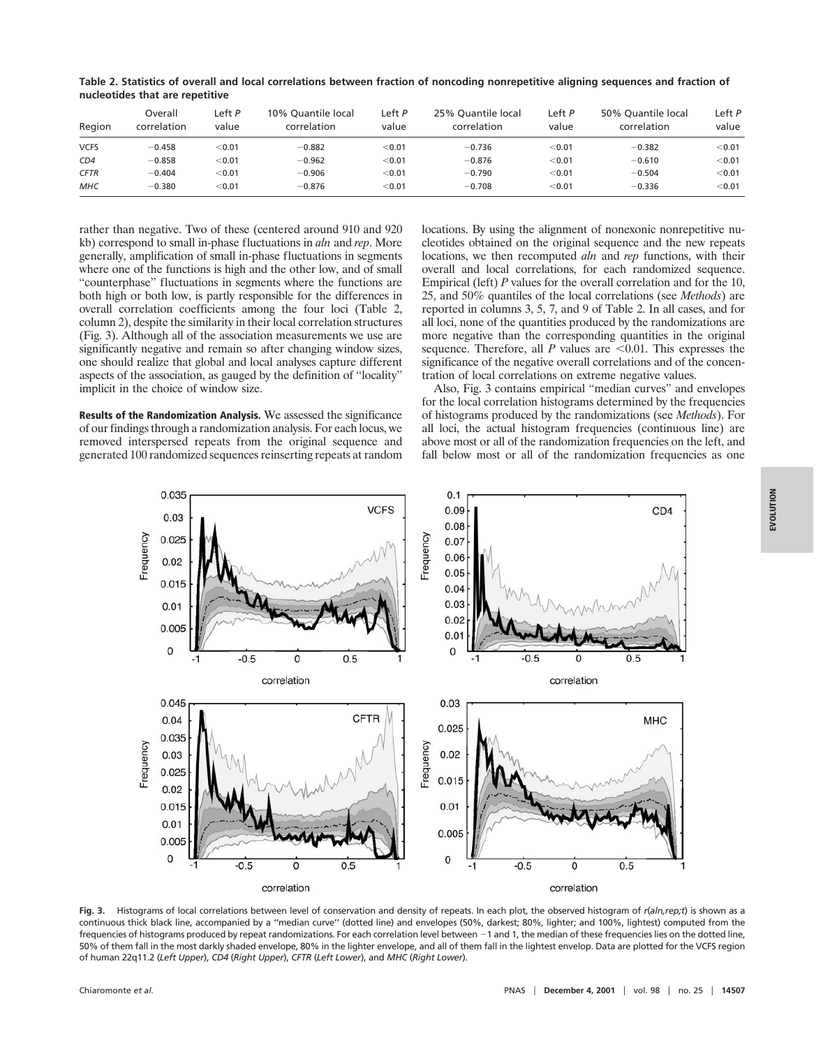**Table 2. Statistics of overall and local correlations between fraction of noncoding nonrepetitive aligning sequences and fraction of nucleotides that are repetitive**

| Region | Overall correlation | Left *P* value | 10% Quantile local correlation | Left *P* value | 25% Quantile local correlation | Left *P* value | 50% Quantile local correlation | Left *P* value |
|---|---|---|---|---|---|---|---|---|
| VCFS | −0.458 | <0.01 | −0.882 | <0.01 | −0.736 | <0.01 | −0.382 | <0.01 |
| *CD4* | −0.858 | <0.01 | −0.962 | <0.01 | −0.876 | <0.01 | −0.610 | <0.01 |
| *CFTR* | −0.404 | <0.01 | −0.906 | <0.01 | −0.790 | <0.01 | −0.504 | <0.01 |
| *MHC* | −0.380 | <0.01 | −0.876 | <0.01 | −0.708 | <0.01 | −0.336 | <0.01 |

rather than negative. Two of these (centered around 910 and 920 kb) correspond to small in-phase fluctuations in *aln* and *rep*. More generally, amplification of small in-phase fluctuations in segments where one of the functions is high and the other low, and of small "counterphase" fluctuations in segments where the functions are both high or both low, is partly responsible for the differences in overall correlation coefficients among the four loci (Table 2, column 2), despite the similarity in their local correlation structures (Fig. 3). Although all of the association measurements we use are significantly negative and remain so after changing window sizes, one should realize that global and local analyses capture different aspects of the association, as gauged by the definition of "locality" implicit in the choice of window size.

**Results of the Randomization Analysis.** We assessed the significance of our findings through a randomization analysis. For each locus, we removed interspersed repeats from the original sequence and generated 100 randomized sequences reinserting repeats at random locations. By using the alignment of nonexonic nonrepetitive nucleotides obtained on the original sequence and the new repeats locations, we then recomputed *aln* and *rep* functions, with their overall and local correlations, for each randomized sequence. Empirical (left) *P* values for the overall correlation and for the 10, 25, and 50% quantiles of the local correlations (see *Methods*) are reported in columns 3, 5, 7, and 9 of Table 2. In all cases, and for all loci, none of the quantities produced by the randomizations are more negative than the corresponding quantities in the original sequence. Therefore, all *P* values are $<0.01$. This expresses the significance of the negative overall correlations and of the concentration of local correlations on extreme negative values.

Also, Fig. 3 contains empirical "median curves" and envelopes for the local correlation histograms determined by the frequencies of histograms produced by the randomizations (see *Methods*). For all loci, the actual histogram frequencies (continuous line) are above most or all of the randomization frequencies on the left, and fall below most or all of the randomization frequencies as one

**Fig. 3.** Histograms of local correlations between level of conservation and density of repeats. In each plot, the observed histogram of *r*(*aln,rep;t*) is shown as a continuous thick black line, accompanied by a "median curve" (dotted line) and envelopes (50%, darkest; 80%, lighter; and 100%, lightest) computed from the frequencies of histograms produced by repeat randomizations. For each correlation level between −1 and 1, the median of these frequencies lies on the dotted line, 50% of them fall in the most darkly shaded envelope, 80% in the lighter envelope, and all of them fall in the lightest envelop. Data are plotted for the VCFS region of human 22q11.2 (*Left Upper*), *CD4* (*Right Upper*), *CFTR* (*Left Lower*), and *MHC* (*Right Lower*).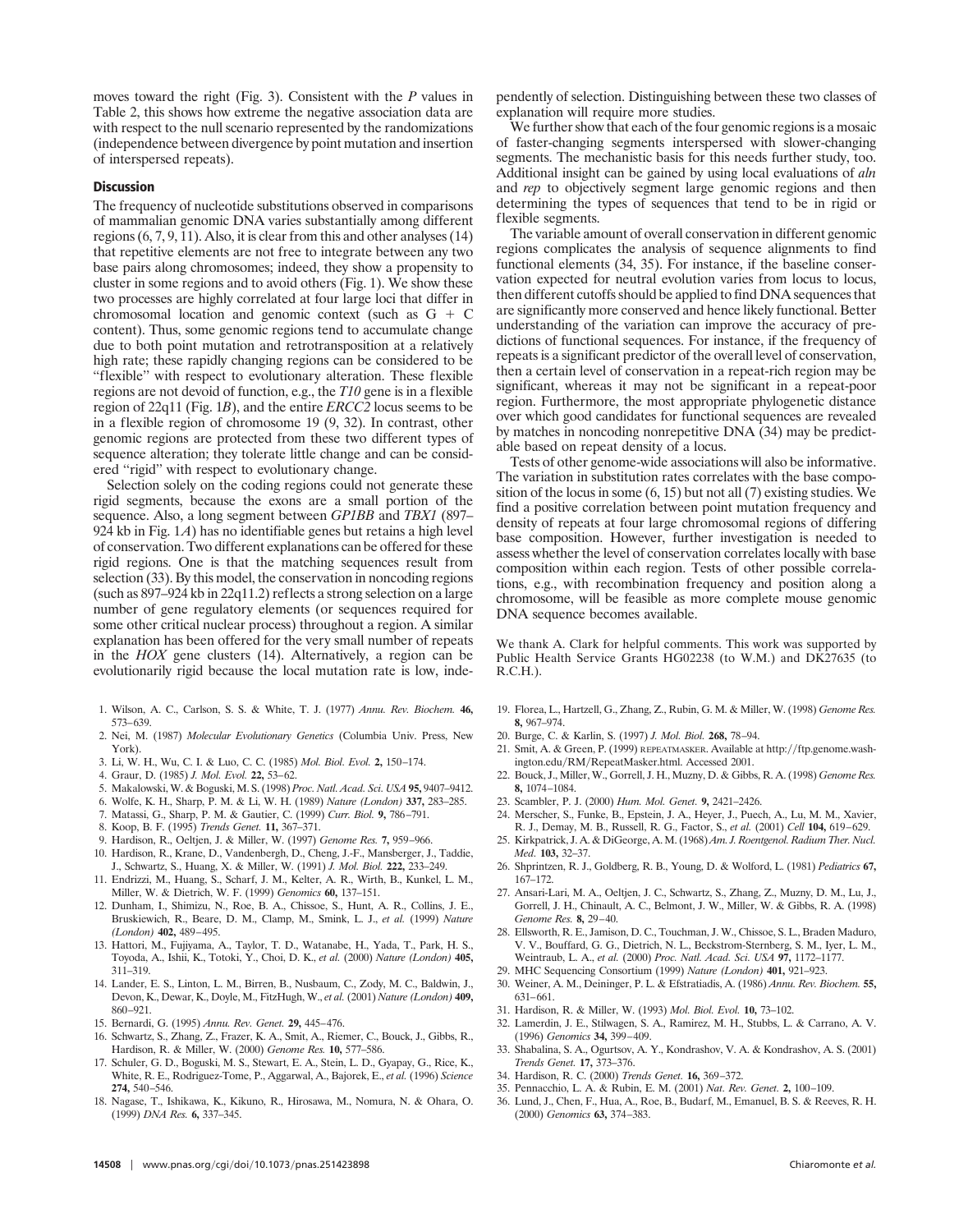moves toward the right (Fig. 3). Consistent with the *P* values in Table 2, this shows how extreme the negative association data are with respect to the null scenario represented by the randomizations (independence between divergence by point mutation and insertion of interspersed repeats).

## Discussion

The frequency of nucleotide substitutions observed in comparisons of mammalian genomic DNA varies substantially among different regions (6, 7, 9, 11). Also, it is clear from this and other analyses (14) that repetitive elements are not free to integrate between any two base pairs along chromosomes; indeed, they show a propensity to cluster in some regions and to avoid others (Fig. 1). We show these two processes are highly correlated at four large loci that differ in chromosomal location and genomic context (such as G + C content). Thus, some genomic regions tend to accumulate change due to both point mutation and retrotransposition at a relatively high rate; these rapidly changing regions can be considered to be "flexible" with respect to evolutionary alteration. These flexible regions are not devoid of function, e.g., the *T10* gene is in a flexible region of 22q11 (Fig. 1*B*), and the entire *ERCC2* locus seems to be in a flexible region of chromosome 19 (9, 32). In contrast, other genomic regions are protected from these two different types of sequence alteration; they tolerate little change and can be considered "rigid" with respect to evolutionary change.

Selection solely on the coding regions could not generate these rigid segments, because the exons are a small portion of the sequence. Also, a long segment between *GP1BB* and *TBX1* (897–924 kb in Fig. 1*A*) has no identifiable genes but retains a high level of conservation. Two different explanations can be offered for these rigid regions. One is that the matching sequences result from selection (33). By this model, the conservation in noncoding regions (such as 897–924 kb in 22q11.2) reflects a strong selection on a large number of gene regulatory elements (or sequences required for some other critical nuclear process) throughout a region. A similar explanation has been offered for the very small number of repeats in the *HOX* gene clusters (14). Alternatively, a region can be evolutionarily rigid because the local mutation rate is low, independently of selection. Distinguishing between these two classes of explanation will require more studies.

We further show that each of the four genomic regions is a mosaic of faster-changing segments interspersed with slower-changing segments. The mechanistic basis for this needs further study, too. Additional insight can be gained by using local evaluations of *aln* and *rep* to objectively segment large genomic regions and then determining the types of sequences that tend to be in rigid or flexible segments.

The variable amount of overall conservation in different genomic regions complicates the analysis of sequence alignments to find functional elements (34, 35). For instance, if the baseline conservation expected for neutral evolution varies from locus to locus, then different cutoffs should be applied to find DNA sequences that are significantly more conserved and hence likely functional. Better understanding of the variation can improve the accuracy of predictions of functional sequences. For instance, if the frequency of repeats is a significant predictor of the overall level of conservation, then a certain level of conservation in a repeat-rich region may be significant, whereas it may not be significant in a repeat-poor region. Furthermore, the most appropriate phylogenetic distance over which good candidates for functional sequences are revealed by matches in noncoding nonrepetitive DNA (34) may be predictable based on repeat density of a locus.

Tests of other genome-wide associations will also be informative. The variation in substitution rates correlates with the base composition of the locus in some (6, 15) but not all (7) existing studies. We find a positive correlation between point mutation frequency and density of repeats at four large chromosomal regions of differing base composition. However, further investigation is needed to assess whether the level of conservation correlates locally with base composition within each region. Tests of other possible correlations, e.g., with recombination frequency and position along a chromosome, will be feasible as more complete mouse genomic DNA sequence becomes available.

We thank A. Clark for helpful comments. This work was supported by Public Health Service Grants HG02238 (to W.M.) and DK27635 (to R.C.H.).

1. Wilson, A. C., Carlson, S. S. & White, T. J. (1977) *Annu. Rev. Biochem.* **46,** 573–639.
2. Nei, M. (1987) *Molecular Evolutionary Genetics* (Columbia Univ. Press, New York).
3. Li, W. H., Wu, C. I. & Luo, C. C. (1985) *Mol. Biol. Evol.* **2,** 150–174.
4. Graur, D. (1985) *J. Mol. Evol.* **22,** 53–62.
5. Makalowski, W. & Boguski, M. S. (1998) *Proc. Natl. Acad. Sci. USA* **95,** 9407–9412.
6. Wolfe, K. H., Sharp, P. M. & Li, W. H. (1989) *Nature (London)* **337,** 283–285.
7. Matassi, G., Sharp, P. M. & Gautier, C. (1999) *Curr. Biol.* **9,** 786–791.
8. Koop, B. F. (1995) *Trends Genet.* **11,** 367–371.
9. Hardison, R., Oeltjen, J. & Miller, W. (1997) *Genome Res.* **7,** 959–966.
10. Hardison, R., Krane, D., Vandenbergh, D., Cheng, J.-F., Mansberger, J., Taddie, J., Schwartz, S., Huang, X. & Miller, W. (1991) *J. Mol. Biol.* **222,** 233–249.
11. Endrizzi, M., Huang, S., Scharf, J. M., Kelter, A. R., Wirth, B., Kunkel, L. M., Miller, W. & Dietrich, W. F. (1999) *Genomics* **60,** 137–151.
12. Dunham, I., Shimizu, N., Roe, B. A., Chissoe, S., Hunt, A. R., Collins, J. E., Bruskiewich, R., Beare, D. M., Clamp, M., Smink, L. J., *et al.* (1999) *Nature (London)* **402,** 489–495.
13. Hattori, M., Fujiyama, A., Taylor, T. D., Watanabe, H., Yada, T., Park, H. S., Toyoda, A., Ishii, K., Totoki, Y., Choi, D. K., *et al.* (2000) *Nature (London)* **405,** 311–319.
14. Lander, E. S., Linton, L. M., Birren, B., Nusbaum, C., Zody, M. C., Baldwin, J., Devon, K., Dewar, K., Doyle, M., FitzHugh, W., *et al.* (2001) *Nature (London)* **409,** 860–921.
15. Bernardi, G. (1995) *Annu. Rev. Genet.* **29,** 445–476.
16. Schwartz, S., Zhang, Z., Frazer, K. A., Smit, A., Riemer, C., Bouck, J., Gibbs, R., Hardison, R. & Miller, W. (2000) *Genome Res.* **10,** 577–586.
17. Schuler, G. D., Boguski, M. S., Stewart, E. A., Stein, L. D., Gyapay, G., Rice, K., White, R. E., Rodriguez-Tome, P., Aggarwal, A., Bajorek, E., *et al.* (1996) *Science* **274,** 540–546.
18. Nagase, T., Ishikawa, K., Kikuno, R., Hirosawa, M., Nomura, N. & Ohara, O. (1999) *DNA Res.* **6,** 337–345.
19. Florea, L., Hartzell, G., Zhang, Z., Rubin, G. M. & Miller, W. (1998) *Genome Res.* **8,** 967–974.
20. Burge, C. & Karlin, S. (1997) *J. Mol. Biol.* **268,** 78–94.
21. Smit, A. & Green, P. (1999) REPEATMASKER. Available at http://ftp.genome.washington.edu/RM/RepeatMasker.html. Accessed 2001.
22. Bouck, J., Miller, W., Gorrell, J. H., Muzny, D. & Gibbs, R. A. (1998) *Genome Res.* **8,** 1074–1084.
23. Scambler, P. J. (2000) *Hum. Mol. Genet.* **9,** 2421–2426.
24. Merscher, S., Funke, B., Epstein, J. A., Heyer, J., Puech, A., Lu, M. M., Xavier, R. J., Demay, M. B., Russell, R. G., Factor, S., *et al.* (2001) *Cell* **104,** 619–629.
25. Kirkpatrick, J. A. & DiGeorge, A. M. (1968) *Am. J. Roentgenol. Radium Ther. Nucl. Med.* **103,** 32–37.
26. Shprintzen, R. J., Goldberg, R. B., Young, D. & Wolford, L. (1981) *Pediatrics* **67,** 167–172.
27. Ansari-Lari, M. A., Oeltjen, J. C., Schwartz, S., Zhang, Z., Muzny, D. M., Lu, J., Gorrell, J. H., Chinault, A. C., Belmont, J. W., Miller, W. & Gibbs, R. A. (1998) *Genome Res.* **8,** 29–40.
28. Ellsworth, R. E., Jamison, D. C., Touchman, J. W., Chissoe, S. L., Braden Maduro, V. V., Bouffard, G. G., Dietrich, N. L., Beckstrom-Sternberg, S. M., Iyer, L. M., Weintraub, L. A., *et al.* (2000) *Proc. Natl. Acad. Sci. USA* **97,** 1172–1177.
29. MHC Sequencing Consortium (1999) *Nature (London)* **401,** 921–923.
30. Weiner, A. M., Deininger, P. L. & Efstratiadis, A. (1986) *Annu. Rev. Biochem.* **55,** 631–661.
31. Hardison, R. & Miller, W. (1993) *Mol. Biol. Evol.* **10,** 73–102.
32. Lamerdin, J. E., Stilwagen, S. A., Ramirez, M. H., Stubbs, L. & Carrano, A. V. (1996) *Genomics* **34,** 399–409.
33. Shabalina, S. A., Ogurtsov, A. Y., Kondrashov, V. A. & Kondrashov, A. S. (2001) *Trends Genet.* **17,** 373–376.
34. Hardison, R. C. (2000) *Trends Genet.* **16,** 369–372.
35. Pennacchio, L. A. & Rubin, E. M. (2001) *Nat. Rev. Genet.* **2,** 100–109.
36. Lund, J., Chen, F., Hua, A., Roe, B., Budarf, M., Emanuel, B. S. & Reeves, R. H. (2000) *Genomics* **63,** 374–383.